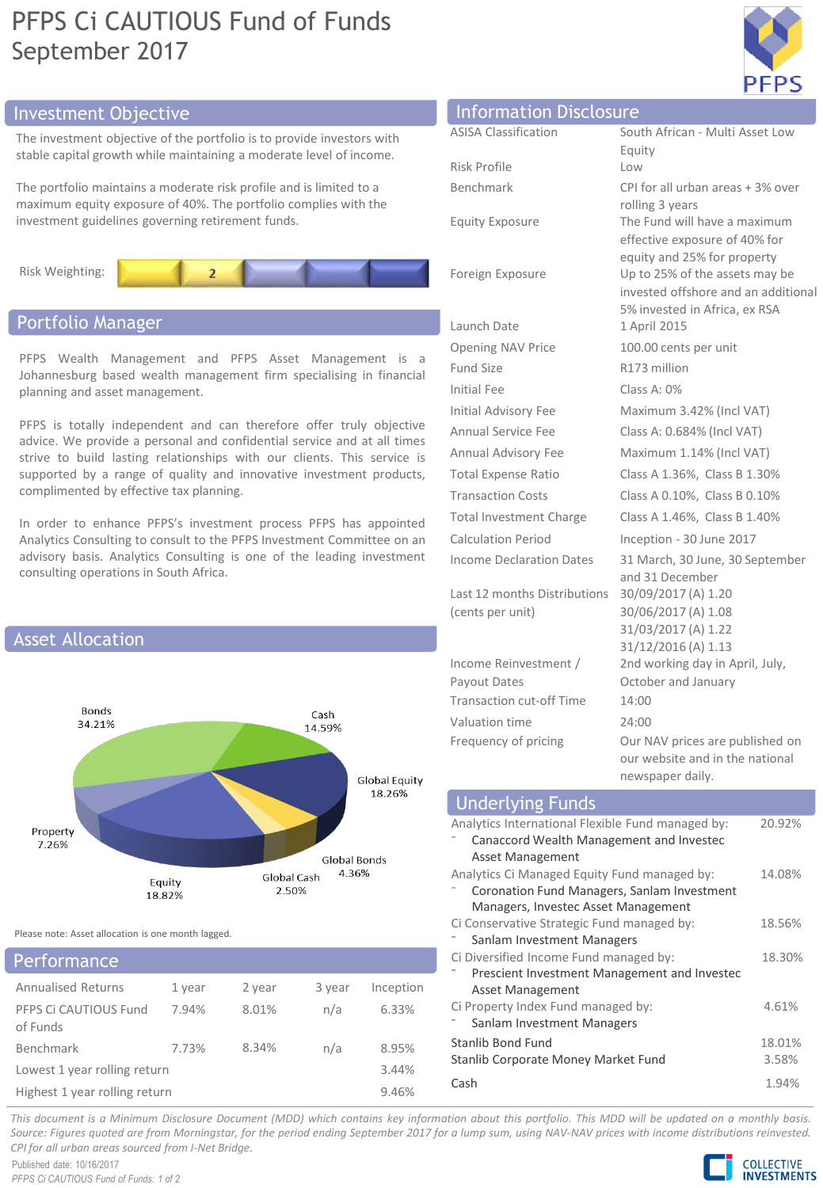# PFPS Ci CAUTIOUS Fund of Funds
September 2017

## Investment Objective

The investment objective of the portfolio is to provide investors with stable capital growth while maintaining a moderate level of income.

The portfolio maintains a moderate risk profile and is limited to a maximum equity exposure of 40%. The portfolio complies with the investment guidelines governing retirement funds.

Risk Weighting: 2

## Portfolio Manager

PFPS Wealth Management and PFPS Asset Management is a Johannesburg based wealth management firm specialising in financial planning and asset management.

PFPS is totally independent and can therefore offer truly objective advice. We provide a personal and confidential service and at all times strive to build lasting relationships with our clients. This service is supported by a range of quality and innovative investment products, complimented by effective tax planning.

In order to enhance PFPS's investment process PFPS has appointed Analytics Consulting to consult to the PFPS Investment Committee on an advisory basis. Analytics Consulting is one of the leading investment consulting operations in South Africa.

## Asset Allocation

| Asset | Allocation |
|---|---|
| Bonds | 34.21% |
| Cash | 14.59% |
| Global Equity | 18.26% |
| Global Bonds | 4.36% |
| Global Cash | 2.50% |
| Equity | 18.82% |
| Property | 7.26% |

Please note: Asset allocation is one month lagged.

## Performance

| Annualised Returns | 1 year | 2 year | 3 year | Inception |
|---|---|---|---|---|
| PFPS Ci CAUTIOUS Fund of Funds | 7.94% | 8.01% | n/a | 6.33% |
| Benchmark | 7.73% | 8.34% | n/a | 8.95% |
| Lowest 1 year rolling return | | | | 3.44% |
| Highest 1 year rolling return | | | | 9.46% |

## Information Disclosure

| | |
|---|---|
| ASISA Classification | South African - Multi Asset Low Equity |
| Risk Profile | Low |
| Benchmark | CPI for all urban areas + 3% over rolling 3 years |
| Equity Exposure | The Fund will have a maximum effective exposure of 40% for equity and 25% for property |
| Foreign Exposure | Up to 25% of the assets may be invested offshore and an additional 5% invested in Africa, ex RSA |
| Launch Date | 1 April 2015 |
| Opening NAV Price | 100.00 cents per unit |
| Fund Size | R173 million |
| Initial Fee | Class A: 0% |
| Initial Advisory Fee | Maximum 3.42% (Incl VAT) |
| Annual Service Fee | Class A: 0.684% (Incl VAT) |
| Annual Advisory Fee | Maximum 1.14% (Incl VAT) |
| Total Expense Ratio | Class A 1.36%, Class B 1.30% |
| Transaction Costs | Class A 0.10%, Class B 0.10% |
| Total Investment Charge | Class A 1.46%, Class B 1.40% |
| Calculation Period | Inception - 30 June 2017 |
| Income Declaration Dates | 31 March, 30 June, 30 September and 31 December |
| Last 12 months Distributions (cents per unit) | 30/09/2017 (A) 1.20<br>30/06/2017 (A) 1.08<br>31/03/2017 (A) 1.22<br>31/12/2016 (A) 1.13 |
| Income Reinvestment / Payout Dates | 2nd working day in April, July, October and January |
| Transaction cut-off Time | 14:00 |
| Valuation time | 24:00 |
| Frequency of pricing | Our NAV prices are published on our website and in the national newspaper daily. |

## Underlying Funds

| Fund | Weight |
|---|---|
| Analytics International Flexible Fund managed by: - Canaccord Wealth Management and Investec Asset Management | 20.92% |
| Analytics Ci Managed Equity Fund managed by: - Coronation Fund Managers, Sanlam Investment Managers, Investec Asset Management | 14.08% |
| Ci Conservative Strategic Fund managed by: - Sanlam Investment Managers | 18.56% |
| Ci Diversified Income Fund managed by: - Prescient Investment Management and Investec Asset Management | 18.30% |
| Ci Property Index Fund managed by: - Sanlam Investment Managers | 4.61% |
| Stanlib Bond Fund | 18.01% |
| Stanlib Corporate Money Market Fund | 3.58% |
| Cash | 1.94% |

*This document is a Minimum Disclosure Document (MDD) which contains key information about this portfolio. This MDD will be updated on a monthly basis. Source: Figures quoted are from Morningstar, for the period ending September 2017 for a lump sum, using NAV-NAV prices with income distributions reinvested. CPI for all urban areas sourced from I-Net Bridge.*

Published date: 10/16/2017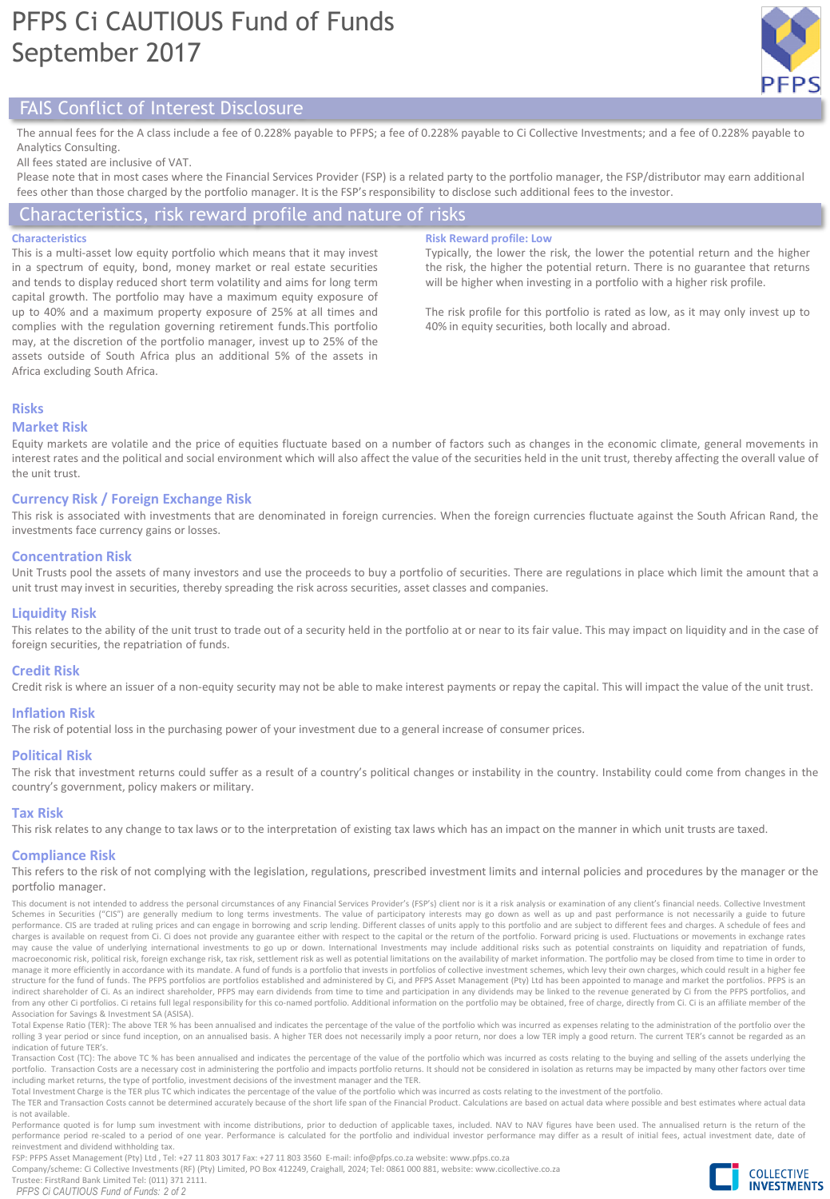# PFPS Ci CAUTIOUS Fund of Funds
September 2017

## FAIS Conflict of Interest Disclosure

The annual fees for the A class include a fee of 0.228% payable to PFPS; a fee of 0.228% payable to Ci Collective Investments; and a fee of 0.228% payable to Analytics Consulting.

All fees stated are inclusive of VAT.

Please note that in most cases where the Financial Services Provider (FSP) is a related party to the portfolio manager, the FSP/distributor may earn additional fees other than those charged by the portfolio manager. It is the FSP's responsibility to disclose such additional fees to the investor.

## Characteristics, risk reward profile and nature of risks

### Characteristics

This is a multi-asset low equity portfolio which means that it may invest in a spectrum of equity, bond, money market or real estate securities and tends to display reduced short term volatility and aims for long term capital growth. The portfolio may have a maximum equity exposure of up to 40% and a maximum property exposure of 25% at all times and complies with the regulation governing retirement funds.This portfolio may, at the discretion of the portfolio manager, invest up to 25% of the assets outside of South Africa plus an additional 5% of the assets in Africa excluding South Africa.

### Risk Reward profile: Low

Typically, the lower the risk, the lower the potential return and the higher the risk, the higher the potential return. There is no guarantee that returns will be higher when investing in a portfolio with a higher risk profile.

The risk profile for this portfolio is rated as low, as it may only invest up to 40% in equity securities, both locally and abroad.

### Risks

#### Market Risk

Equity markets are volatile and the price of equities fluctuate based on a number of factors such as changes in the economic climate, general movements in interest rates and the political and social environment which will also affect the value of the securities held in the unit trust, thereby affecting the overall value of the unit trust.

#### Currency Risk / Foreign Exchange Risk

This risk is associated with investments that are denominated in foreign currencies. When the foreign currencies fluctuate against the South African Rand, the investments face currency gains or losses.

#### Concentration Risk

Unit Trusts pool the assets of many investors and use the proceeds to buy a portfolio of securities. There are regulations in place which limit the amount that a unit trust may invest in securities, thereby spreading the risk across securities, asset classes and companies.

#### Liquidity Risk

This relates to the ability of the unit trust to trade out of a security held in the portfolio at or near to its fair value. This may impact on liquidity and in the case of foreign securities, the repatriation of funds.

#### Credit Risk

Credit risk is where an issuer of a non-equity security may not be able to make interest payments or repay the capital. This will impact the value of the unit trust.

#### Inflation Risk

The risk of potential loss in the purchasing power of your investment due to a general increase of consumer prices.

#### Political Risk

The risk that investment returns could suffer as a result of a country's political changes or instability in the country. Instability could come from changes in the country's government, policy makers or military.

#### Tax Risk

This risk relates to any change to tax laws or to the interpretation of existing tax laws which has an impact on the manner in which unit trusts are taxed.

#### Compliance Risk

This refers to the risk of not complying with the legislation, regulations, prescribed investment limits and internal policies and procedures by the manager or the portfolio manager.

This document is not intended to address the personal circumstances of any Financial Services Provider's (FSP's) client nor is it a risk analysis or examination of any client's financial needs. Collective Investment Schemes in Securities ("CIS") are generally medium to long terms investments. The value of participatory interests may go down as well as up and past performance is not necessarily a guide to future performance. CIS are traded at ruling prices and can engage in borrowing and scrip lending. Different classes of units apply to this portfolio and are subject to different fees and charges. A schedule of fees and charges is available on request from Ci. Ci does not provide any guarantee either with respect to the capital or the return of the portfolio. Forward pricing is used. Fluctuations or movements in exchange rates may cause the value of underlying international investments to go up or down. International Investments may include additional risks such as potential constraints on liquidity and repatriation of funds, macroeconomic risk, political risk, foreign exchange risk, tax risk, settlement risk as well as potential limitations on the availability of market information. The portfolio may be closed from time to time in order to manage it more efficiently in accordance with its mandate. A fund of funds is a portfolio that invests in portfolios of collective investment schemes, which levy their own charges, which could result in a higher fee structure for the fund of funds. The PFPS portfolios are portfolios established and administered by Ci, and PFPS Asset Management (Pty) Ltd has been appointed to manage and market the portfolios. PFPS is an indirect shareholder of Ci. As an indirect shareholder, PFPS may earn dividends from time to time and participation in any dividends may be linked to the revenue generated by Ci from the PFPS portfolios, and from any other Ci portfolios. Ci retains full legal responsibility for this co-named portfolio. Additional information on the portfolio may be obtained, free of charge, directly from Ci. Ci is an affiliate member of the Association for Savings & Investment SA (ASISA).

Total Expense Ratio (TER): The above TER % has been annualised and indicates the percentage of the value of the portfolio which was incurred as expenses relating to the administration of the portfolio over the rolling 3 year period or since fund inception, on an annualised basis. A higher TER does not necessarily imply a poor return, nor does a low TER imply a good return. The current TER's cannot be regarded as an indication of future TER's.

Transaction Cost (TC): The above TC % has been annualised and indicates the percentage of the value of the portfolio which was incurred as costs relating to the buying and selling of the assets underlying the portfolio. Transaction Costs are a necessary cost in administering the portfolio and impacts portfolio returns. It should not be considered in isolation as returns may be impacted by many other factors over time including market returns, the type of portfolio, investment decisions of the investment manager and the TER.

Total Investment Charge is the TER plus TC which indicates the percentage of the value of the portfolio which was incurred as costs relating to the investment of the portfolio.

The TER and Transaction Costs cannot be determined accurately because of the short life span of the Financial Product. Calculations are based on actual data where possible and best estimates where actual data is not available.

Performance quoted is for lump sum investment with income distributions, prior to deduction of applicable taxes, included. NAV to NAV figures have been used. The annualised return is the return of the performance period re-scaled to a period of one year. Performance is calculated for the portfolio and individual investor performance may differ as a result of initial fees, actual investment date, date of reinvestment and dividend withholding tax.

FSP: PFPS Asset Management (Pty) Ltd , Tel: +27 11 803 3017 Fax: +27 11 803 3560 E-mail: info@pfps.co.za website: www.pfps.co.za

Company/scheme: Ci Collective Investments (RF) (Pty) Limited, PO Box 412249, Craighall, 2024; Tel: 0861 000 881, website: www.cicollective.co.za

Trustee: FirstRand Bank Limited Tel: (011) 371 2111.